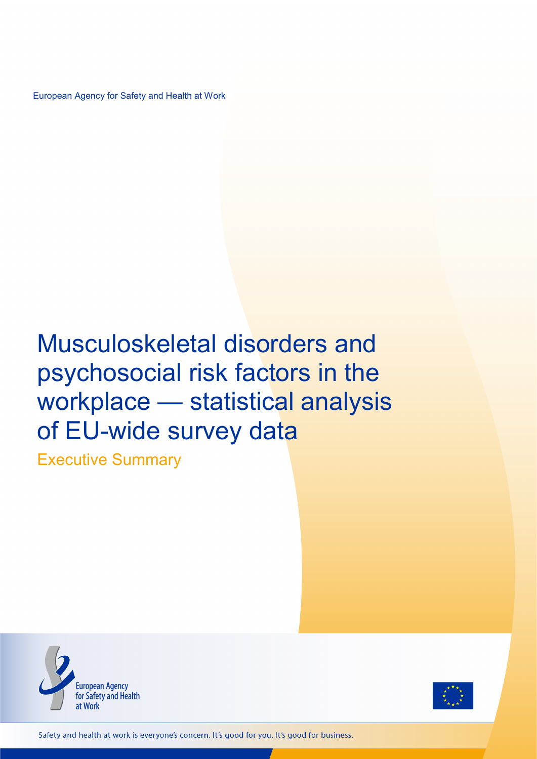European Agency for Safety and Health at Work

# Musculoskeletal disorders and psychosocial risk factors in the workplace — statistical analysis of EU-wide survey data

## Executive Summary

European Agency for Safety and Health at Work

Safety and health at work is everyone's concern. It's good for you. It's good for business.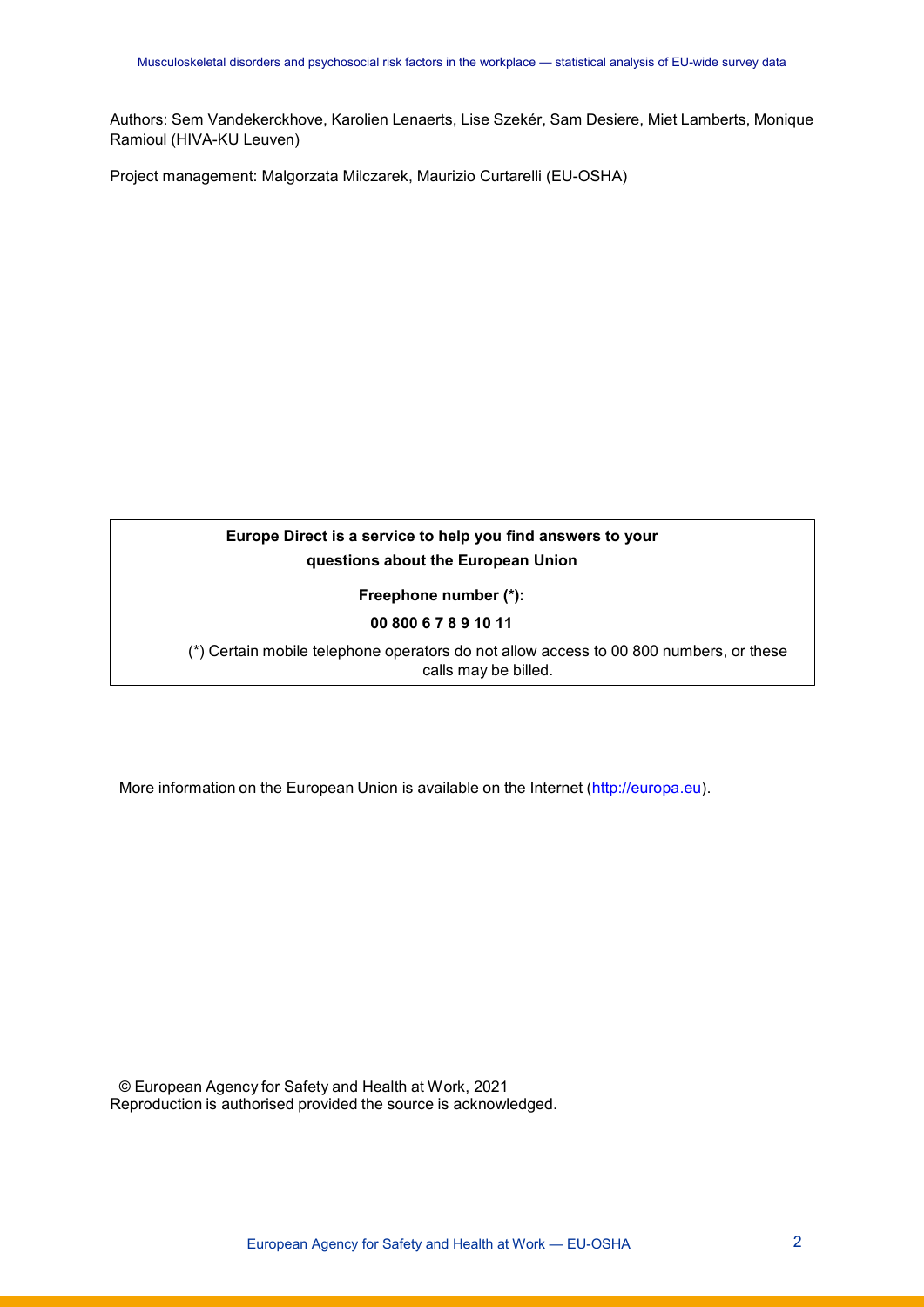Authors: Sem Vandekerckhove, Karolien Lenaerts, Lise Szekér, Sam Desiere, Miet Lamberts, Monique Ramioul (HIVA-KU Leuven)

Project management: Malgorzata Milczarek, Maurizio Curtarelli (EU-OSHA)

**Europe Direct is a service to help you find answers to your questions about the European Union**

**Freephone number (*):**

**00 800 6 7 8 9 10 11**

(*) Certain mobile telephone operators do not allow access to 00 800 numbers, or these calls may be billed.

More information on the European Union is available on the Internet (http://europa.eu).

© European Agency for Safety and Health at Work, 2021

Reproduction is authorised provided the source is acknowledged.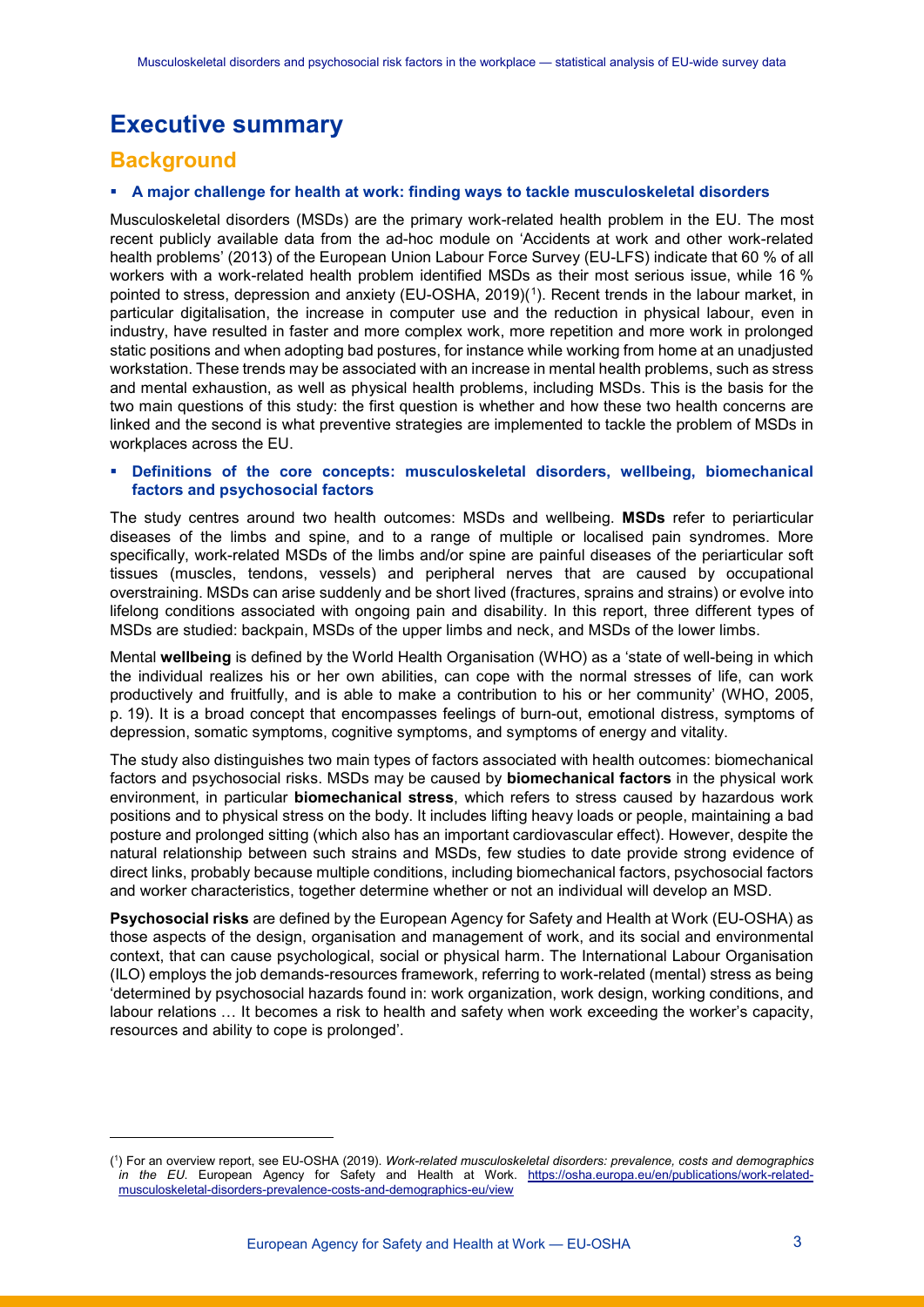# Executive summary

## Background

- **A major challenge for health at work: finding ways to tackle musculoskeletal disorders**

Musculoskeletal disorders (MSDs) are the primary work-related health problem in the EU. The most recent publicly available data from the ad-hoc module on 'Accidents at work and other work-related health problems' (2013) of the European Union Labour Force Survey (EU-LFS) indicate that 60 % of all workers with a work-related health problem identified MSDs as their most serious issue, while 16 % pointed to stress, depression and anxiety (EU-OSHA, 2019)[1]. Recent trends in the labour market, in particular digitalisation, the increase in computer use and the reduction in physical labour, even in industry, have resulted in faster and more complex work, more repetition and more work in prolonged static positions and when adopting bad postures, for instance while working from home at an unadjusted workstation. These trends may be associated with an increase in mental health problems, such as stress and mental exhaustion, as well as physical health problems, including MSDs. This is the basis for the two main questions of this study: the first question is whether and how these two health concerns are linked and the second is what preventive strategies are implemented to tackle the problem of MSDs in workplaces across the EU.

- **Definitions of the core concepts: musculoskeletal disorders, wellbeing, biomechanical factors and psychosocial factors**

The study centres around two health outcomes: MSDs and wellbeing. **MSDs** refer to periarticular diseases of the limbs and spine, and to a range of multiple or localised pain syndromes. More specifically, work-related MSDs of the limbs and/or spine are painful diseases of the periarticular soft tissues (muscles, tendons, vessels) and peripheral nerves that are caused by occupational overstraining. MSDs can arise suddenly and be short lived (fractures, sprains and strains) or evolve into lifelong conditions associated with ongoing pain and disability. In this report, three different types of MSDs are studied: backpain, MSDs of the upper limbs and neck, and MSDs of the lower limbs.

Mental **wellbeing** is defined by the World Health Organisation (WHO) as a 'state of well-being in which the individual realizes his or her own abilities, can cope with the normal stresses of life, can work productively and fruitfully, and is able to make a contribution to his or her community' (WHO, 2005, p. 19). It is a broad concept that encompasses feelings of burn-out, emotional distress, symptoms of depression, somatic symptoms, cognitive symptoms, and symptoms of energy and vitality.

The study also distinguishes two main types of factors associated with health outcomes: biomechanical factors and psychosocial risks. MSDs may be caused by **biomechanical factors** in the physical work environment, in particular **biomechanical stress**, which refers to stress caused by hazardous work positions and to physical stress on the body. It includes lifting heavy loads or people, maintaining a bad posture and prolonged sitting (which also has an important cardiovascular effect). However, despite the natural relationship between such strains and MSDs, few studies to date provide strong evidence of direct links, probably because multiple conditions, including biomechanical factors, psychosocial factors and worker characteristics, together determine whether or not an individual will develop an MSD.

**Psychosocial risks** are defined by the European Agency for Safety and Health at Work (EU-OSHA) as those aspects of the design, organisation and management of work, and its social and environmental context, that can cause psychological, social or physical harm. The International Labour Organisation (ILO) employs the job demands-resources framework, referring to work-related (mental) stress as being 'determined by psychosocial hazards found in: work organization, work design, working conditions, and labour relations … It becomes a risk to health and safety when work exceeding the worker's capacity, resources and ability to cope is prolonged'.

---

[1] For an overview report, see EU-OSHA (2019). *Work-related musculoskeletal disorders: prevalence, costs and demographics in the EU*. European Agency for Safety and Health at Work. https://osha.europa.eu/en/publications/work-related-musculoskeletal-disorders-prevalence-costs-and-demographics-eu/view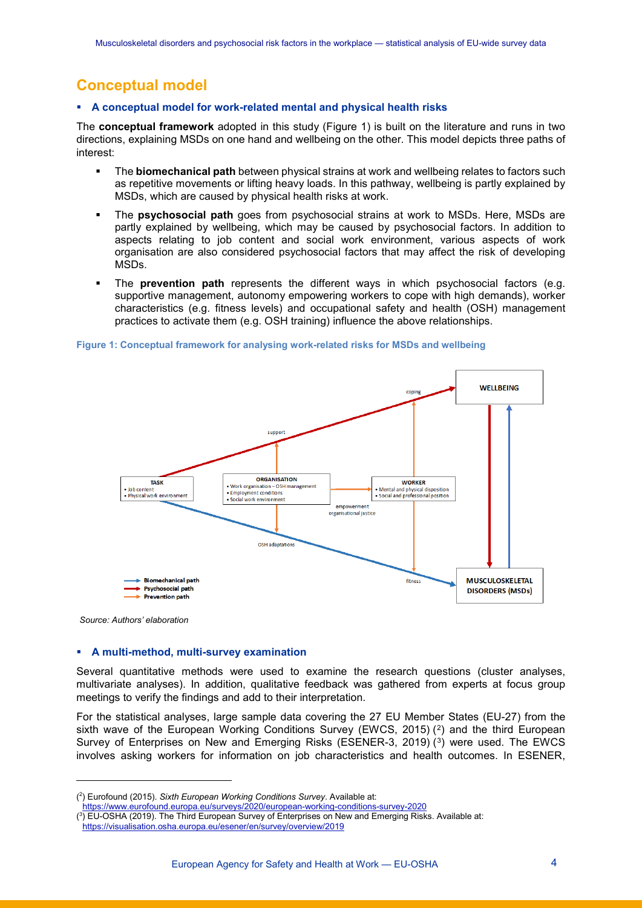## Conceptual model

### A conceptual model for work-related mental and physical health risks

The **conceptual framework** adopted in this study (Figure 1) is built on the literature and runs in two directions, explaining MSDs on one hand and wellbeing on the other. This model depicts three paths of interest:

- The **biomechanical path** between physical strains at work and wellbeing relates to factors such as repetitive movements or lifting heavy loads. In this pathway, wellbeing is partly explained by MSDs, which are caused by physical health risks at work.
- The **psychosocial path** goes from psychosocial strains at work to MSDs. Here, MSDs are partly explained by wellbeing, which may be caused by psychosocial factors. In addition to aspects relating to job content and social work environment, various aspects of work organisation are also considered psychosocial factors that may affect the risk of developing MSDs.
- The **prevention path** represents the different ways in which psychosocial factors (e.g. supportive management, autonomy empowering workers to cope with high demands), worker characteristics (e.g. fitness levels) and occupational safety and health (OSH) management practices to activate them (e.g. OSH training) influence the above relationships.

**Figure 1: Conceptual framework for analysing work-related risks for MSDs and wellbeing**

*Source: Authors' elaboration*

### A multi-method, multi-survey examination

Several quantitative methods were used to examine the research questions (cluster analyses, multivariate analyses). In addition, qualitative feedback was gathered from experts at focus group meetings to verify the findings and add to their interpretation.

For the statistical analyses, large sample data covering the 27 EU Member States (EU-27) from the sixth wave of the European Working Conditions Survey (EWCS, 2015) [2] and the third European Survey of Enterprises on New and Emerging Risks (ESENER-3, 2019) [3] were used. The EWCS involves asking workers for information on job characteristics and health outcomes. In ESENER,

[2] Eurofound (2015). *Sixth European Working Conditions Survey*. Available at: https://www.eurofound.europa.eu/surveys/2020/european-working-conditions-survey-2020

[3] EU-OSHA (2019). The Third European Survey of Enterprises on New and Emerging Risks. Available at: https://visualisation.osha.europa.eu/esener/en/survey/overview/2019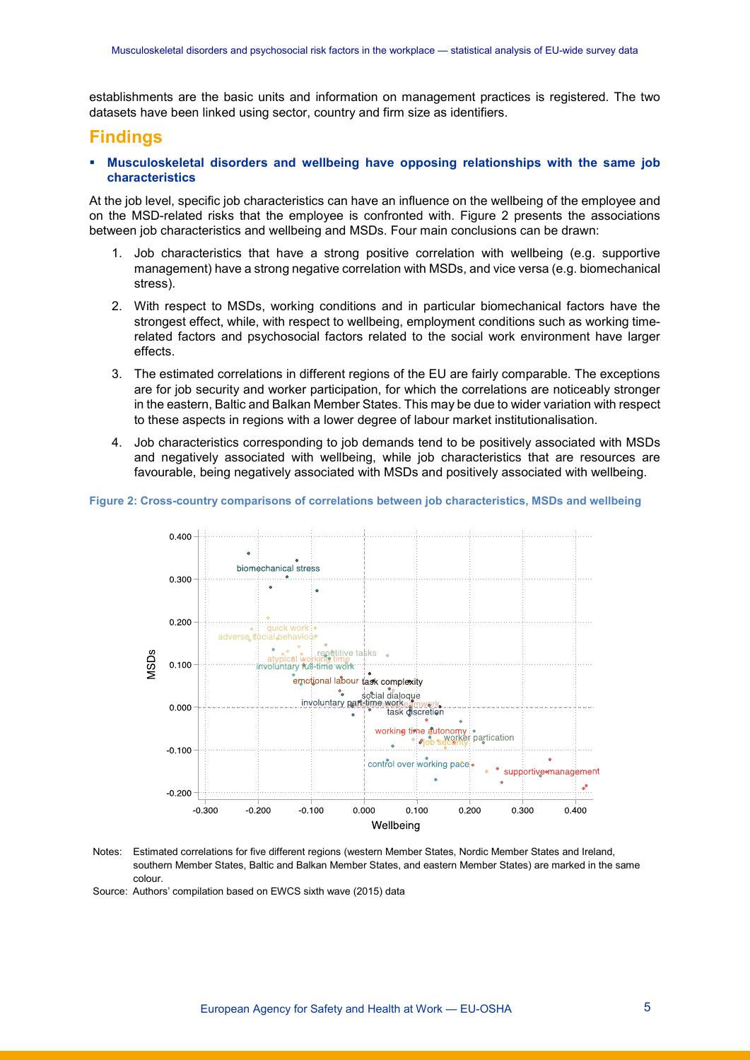establishments are the basic units and information on management practices is registered. The two datasets have been linked using sector, country and firm size as identifiers.

## Findings

- **Musculoskeletal disorders and wellbeing have opposing relationships with the same job characteristics**

At the job level, specific job characteristics can have an influence on the wellbeing of the employee and on the MSD-related risks that the employee is confronted with. Figure 2 presents the associations between job characteristics and wellbeing and MSDs. Four main conclusions can be drawn:

1. Job characteristics that have a strong positive correlation with wellbeing (e.g. supportive management) have a strong negative correlation with MSDs, and vice versa (e.g. biomechanical stress).
2. With respect to MSDs, working conditions and in particular biomechanical factors have the strongest effect, while, with respect to wellbeing, employment conditions such as working time-related factors and psychosocial factors related to the social work environment have larger effects.
3. The estimated correlations in different regions of the EU are fairly comparable. The exceptions are for job security and worker participation, for which the correlations are noticeably stronger in the eastern, Baltic and Balkan Member States. This may be due to wider variation with respect to these aspects in regions with a lower degree of labour market institutionalisation.
4. Job characteristics corresponding to job demands tend to be positively associated with MSDs and negatively associated with wellbeing, while job characteristics that are resources are favourable, being negatively associated with MSDs and positively associated with wellbeing.

**Figure 2: Cross-country comparisons of correlations between job characteristics, MSDs and wellbeing**

Notes: Estimated correlations for five different regions (western Member States, Nordic Member States and Ireland, southern Member States, Baltic and Balkan Member States, and eastern Member States) are marked in the same colour.

Source: Authors' compilation based on EWCS sixth wave (2015) data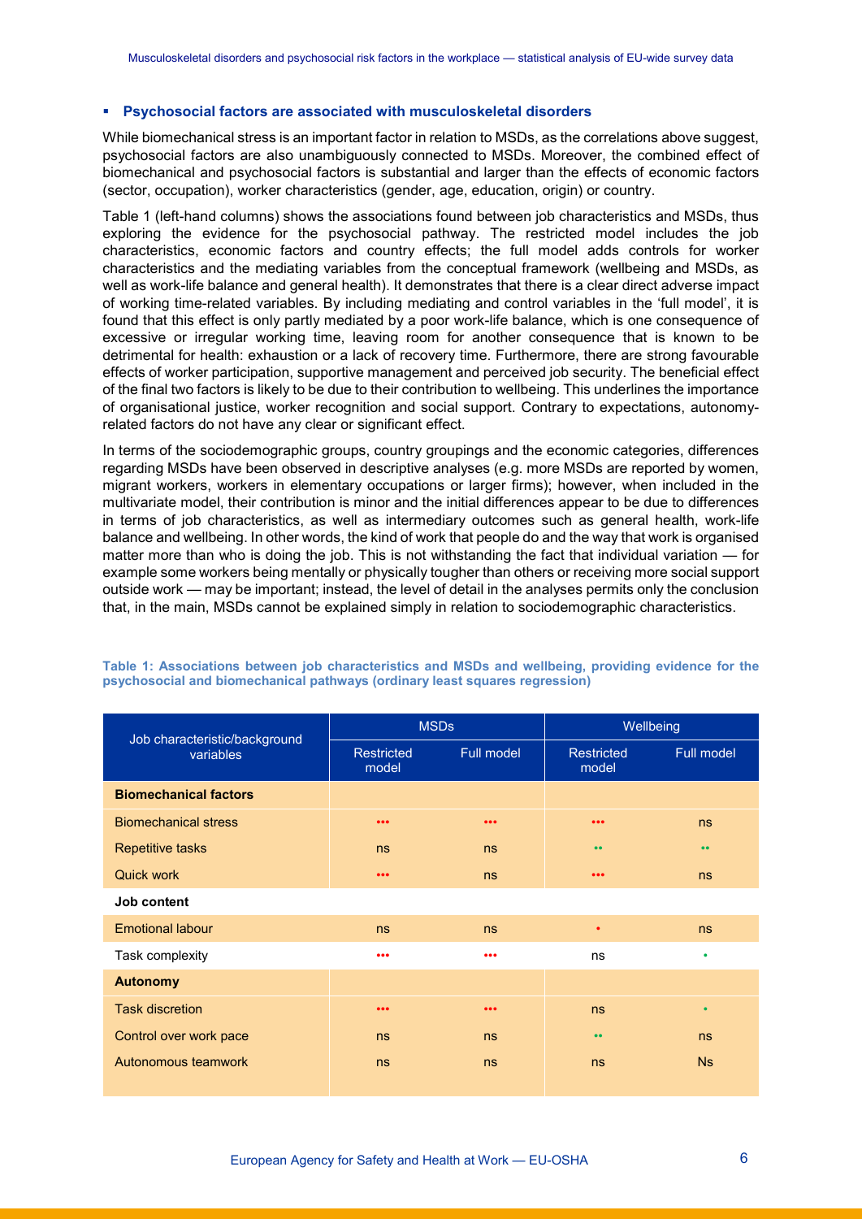- **Psychosocial factors are associated with musculoskeletal disorders**

While biomechanical stress is an important factor in relation to MSDs, as the correlations above suggest, psychosocial factors are also unambiguously connected to MSDs. Moreover, the combined effect of biomechanical and psychosocial factors is substantial and larger than the effects of economic factors (sector, occupation), worker characteristics (gender, age, education, origin) or country.

Table 1 (left-hand columns) shows the associations found between job characteristics and MSDs, thus exploring the evidence for the psychosocial pathway. The restricted model includes the job characteristics, economic factors and country effects; the full model adds controls for worker characteristics and the mediating variables from the conceptual framework (wellbeing and MSDs, as well as work-life balance and general health). It demonstrates that there is a clear direct adverse impact of working time-related variables. By including mediating and control variables in the 'full model', it is found that this effect is only partly mediated by a poor work-life balance, which is one consequence of excessive or irregular working time, leaving room for another consequence that is known to be detrimental for health: exhaustion or a lack of recovery time. Furthermore, there are strong favourable effects of worker participation, supportive management and perceived job security. The beneficial effect of the final two factors is likely to be due to their contribution to wellbeing. This underlines the importance of organisational justice, worker recognition and social support. Contrary to expectations, autonomy-related factors do not have any clear or significant effect.

In terms of the sociodemographic groups, country groupings and the economic categories, differences regarding MSDs have been observed in descriptive analyses (e.g. more MSDs are reported by women, migrant workers, workers in elementary occupations or larger firms); however, when included in the multivariate model, their contribution is minor and the initial differences appear to be due to differences in terms of job characteristics, as well as intermediary outcomes such as general health, work-life balance and wellbeing. In other words, the kind of work that people do and the way that work is organised matter more than who is doing the job. This is not withstanding the fact that individual variation — for example some workers being mentally or physically tougher than others or receiving more social support outside work — may be important; instead, the level of detail in the analyses permits only the conclusion that, in the main, MSDs cannot be explained simply in relation to sociodemographic characteristics.

**Table 1: Associations between job characteristics and MSDs and wellbeing, providing evidence for the psychosocial and biomechanical pathways (ordinary least squares regression)**

| Job characteristic/background variables | MSDs | | Wellbeing | |
|---|---|---|---|---|
| | Restricted model | Full model | Restricted model | Full model |
| **Biomechanical factors** | | | | |
| Biomechanical stress | ••• | ••• | ••• | ns |
| Repetitive tasks | ns | ns | •• | •• |
| Quick work | ••• | ns | ••• | ns |
| **Job content** | | | | |
| Emotional labour | ns | ns | • | ns |
| Task complexity | ••• | ••• | ns | • |
| **Autonomy** | | | | |
| Task discretion | ••• | ••• | ns | • |
| Control over work pace | ns | ns | •• | ns |
| Autonomous teamwork | ns | ns | ns | Ns |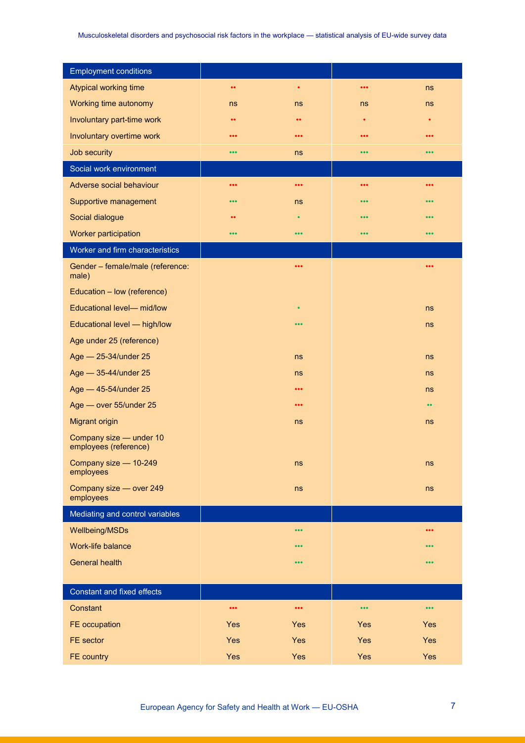| Employment conditions | | | | |
|---|---|---|---|---|
| Atypical working time | •• | • | ••• | ns |
| Working time autonomy | ns | ns | ns | ns |
| Involuntary part-time work | •• | •• | • | • |
| Involuntary overtime work | ••• | ••• | ••• | ••• |
| Job security | ••• | ns | ••• | ••• |
| **Social work environment** | | | | |
| Adverse social behaviour | ••• | ••• | ••• | ••• |
| Supportive management | ••• | ns | ••• | ••• |
| Social dialogue | •• | • | ••• | ••• |
| Worker participation | ••• | ••• | ••• | ••• |
| **Worker and firm characteristics** | | | | |
| Gender – female/male (reference: male) | | ••• | | ••• |
| Education – low (reference) | | | | |
| Educational level— mid/low | | • | | ns |
| Educational level — high/low | | ••• | | ns |
| Age under 25 (reference) | | | | |
| Age — 25-34/under 25 | | ns | | ns |
| Age — 35-44/under 25 | | ns | | ns |
| Age — 45-54/under 25 | | ••• | | ns |
| Age — over 55/under 25 | | ••• | | •• |
| Migrant origin | | ns | | ns |
| Company size — under 10 employees (reference) | | | | |
| Company size — 10-249 employees | | ns | | ns |
| Company size — over 249 employees | | ns | | ns |
| **Mediating and control variables** | | | | |
| Wellbeing/MSDs | | ••• | | ••• |
| Work-life balance | | ••• | | ••• |
| General health | | ••• | | ••• |
| **Constant and fixed effects** | | | | |
| Constant | ••• | ••• | ••• | ••• |
| FE occupation | Yes | Yes | Yes | Yes |
| FE sector | Yes | Yes | Yes | Yes |
| FE country | Yes | Yes | Yes | Yes |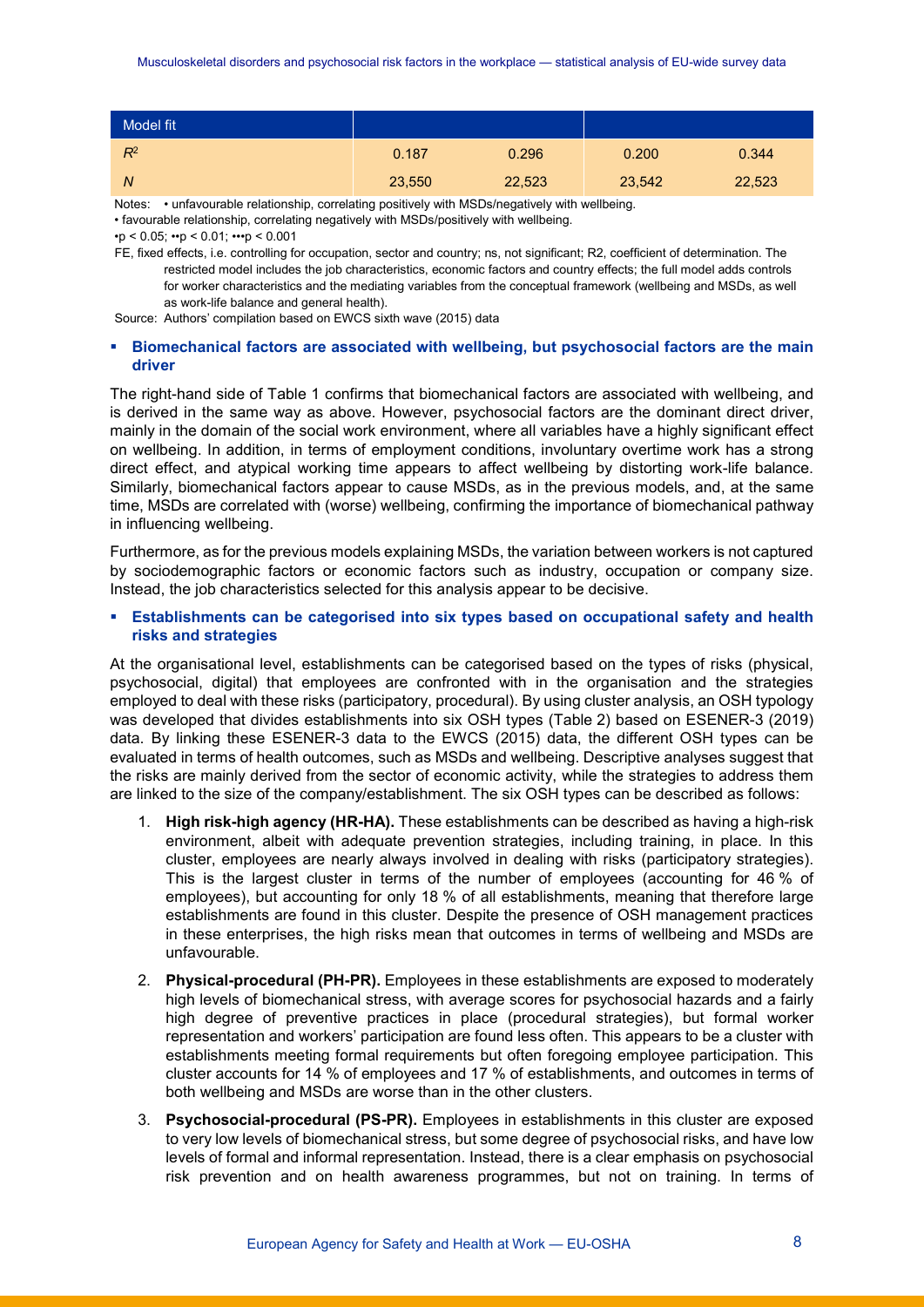| Model fit | | | | |
|---|---|---|---|---|
| $R^2$ | 0.187 | 0.296 | 0.200 | 0.344 |
| *N* | 23,550 | 22,523 | 23,542 | 22,523 |

Notes: • unfavourable relationship, correlating positively with MSDs/negatively with wellbeing.

• favourable relationship, correlating negatively with MSDs/positively with wellbeing.

•p < 0.05; ••p < 0.01; •••p < 0.001

FE, fixed effects, i.e. controlling for occupation, sector and country; ns, not significant; R2, coefficient of determination. The restricted model includes the job characteristics, economic factors and country effects; the full model adds controls for worker characteristics and the mediating variables from the conceptual framework (wellbeing and MSDs, as well as work-life balance and general health).

Source: Authors' compilation based on EWCS sixth wave (2015) data

- **Biomechanical factors are associated with wellbeing, but psychosocial factors are the main driver**

The right-hand side of Table 1 confirms that biomechanical factors are associated with wellbeing, and is derived in the same way as above. However, psychosocial factors are the dominant direct driver, mainly in the domain of the social work environment, where all variables have a highly significant effect on wellbeing. In addition, in terms of employment conditions, involuntary overtime work has a strong direct effect, and atypical working time appears to affect wellbeing by distorting work-life balance. Similarly, biomechanical factors appear to cause MSDs, as in the previous models, and, at the same time, MSDs are correlated with (worse) wellbeing, confirming the importance of biomechanical pathway in influencing wellbeing.

Furthermore, as for the previous models explaining MSDs, the variation between workers is not captured by sociodemographic factors or economic factors such as industry, occupation or company size. Instead, the job characteristics selected for this analysis appear to be decisive.

- **Establishments can be categorised into six types based on occupational safety and health risks and strategies**

At the organisational level, establishments can be categorised based on the types of risks (physical, psychosocial, digital) that employees are confronted with in the organisation and the strategies employed to deal with these risks (participatory, procedural). By using cluster analysis, an OSH typology was developed that divides establishments into six OSH types (Table 2) based on ESENER-3 (2019) data. By linking these ESENER-3 data to the EWCS (2015) data, the different OSH types can be evaluated in terms of health outcomes, such as MSDs and wellbeing. Descriptive analyses suggest that the risks are mainly derived from the sector of economic activity, while the strategies to address them are linked to the size of the company/establishment. The six OSH types can be described as follows:

1. **High risk-high agency (HR-HA).** These establishments can be described as having a high-risk environment, albeit with adequate prevention strategies, including training, in place. In this cluster, employees are nearly always involved in dealing with risks (participatory strategies). This is the largest cluster in terms of the number of employees (accounting for 46 % of employees), but accounting for only 18 % of all establishments, meaning that therefore large establishments are found in this cluster. Despite the presence of OSH management practices in these enterprises, the high risks mean that outcomes in terms of wellbeing and MSDs are unfavourable.
2. **Physical-procedural (PH-PR).** Employees in these establishments are exposed to moderately high levels of biomechanical stress, with average scores for psychosocial hazards and a fairly high degree of preventive practices in place (procedural strategies), but formal worker representation and workers' participation are found less often. This appears to be a cluster with establishments meeting formal requirements but often foregoing employee participation. This cluster accounts for 14 % of employees and 17 % of establishments, and outcomes in terms of both wellbeing and MSDs are worse than in the other clusters.
3. **Psychosocial-procedural (PS-PR).** Employees in establishments in this cluster are exposed to very low levels of biomechanical stress, but some degree of psychosocial risks, and have low levels of formal and informal representation. Instead, there is a clear emphasis on psychosocial risk prevention and on health awareness programmes, but not on training. In terms of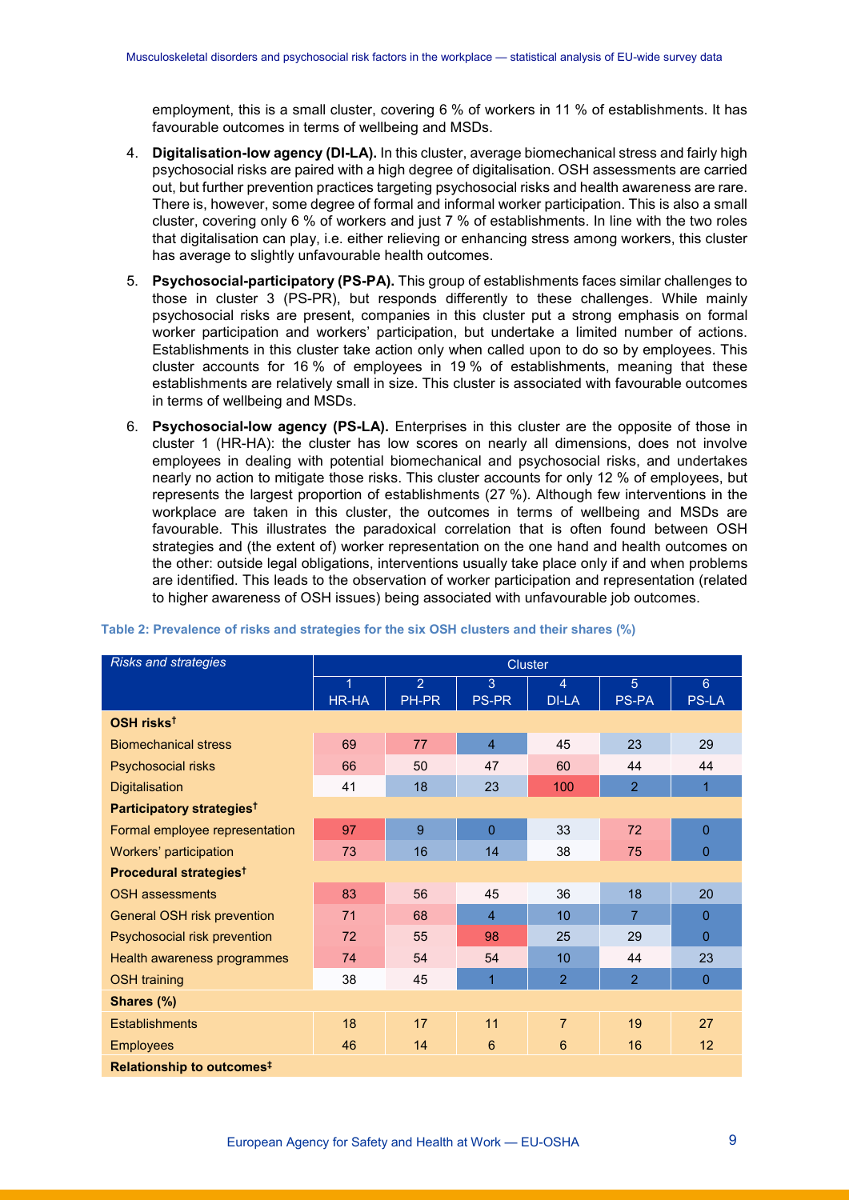employment, this is a small cluster, covering 6 % of workers in 11 % of establishments. It has favourable outcomes in terms of wellbeing and MSDs.

4. **Digitalisation-low agency (DI-LA).** In this cluster, average biomechanical stress and fairly high psychosocial risks are paired with a high degree of digitalisation. OSH assessments are carried out, but further prevention practices targeting psychosocial risks and health awareness are rare. There is, however, some degree of formal and informal worker participation. This is also a small cluster, covering only 6 % of workers and just 7 % of establishments. In line with the two roles that digitalisation can play, i.e. either relieving or enhancing stress among workers, this cluster has average to slightly unfavourable health outcomes.

5. **Psychosocial-participatory (PS-PA).** This group of establishments faces similar challenges to those in cluster 3 (PS-PR), but responds differently to these challenges. While mainly psychosocial risks are present, companies in this cluster put a strong emphasis on formal worker participation and workers' participation, but undertake a limited number of actions. Establishments in this cluster take action only when called upon to do so by employees. This cluster accounts for 16 % of employees in 19 % of establishments, meaning that these establishments are relatively small in size. This cluster is associated with favourable outcomes in terms of wellbeing and MSDs.

6. **Psychosocial-low agency (PS-LA).** Enterprises in this cluster are the opposite of those in cluster 1 (HR-HA): the cluster has low scores on nearly all dimensions, does not involve employees in dealing with potential biomechanical and psychosocial risks, and undertakes nearly no action to mitigate those risks. This cluster accounts for only 12 % of employees, but represents the largest proportion of establishments (27 %). Although few interventions in the workplace are taken in this cluster, the outcomes in terms of wellbeing and MSDs are favourable. This illustrates the paradoxical correlation that is often found between OSH strategies and (the extent of) worker representation on the one hand and health outcomes on the other: outside legal obligations, interventions usually take place only if and when problems are identified. This leads to the observation of worker participation and representation (related to higher awareness of OSH issues) being associated with unfavourable job outcomes.

**Table 2: Prevalence of risks and strategies for the six OSH clusters and their shares (%)**

| *Risks and strategies* | Cluster | | | | | |
|---|---|---|---|---|---|---|
| | 1 HR-HA | 2 PH-PR | 3 PS-PR | 4 DI-LA | 5 PS-PA | 6 PS-LA |
| **OSH risks†** | | | | | | |
| Biomechanical stress | 69 | 77 | 4 | 45 | 23 | 29 |
| Psychosocial risks | 66 | 50 | 47 | 60 | 44 | 44 |
| Digitalisation | 41 | 18 | 23 | 100 | 2 | 1 |
| **Participatory strategies†** | | | | | | |
| Formal employee representation | 97 | 9 | 0 | 33 | 72 | 0 |
| Workers' participation | 73 | 16 | 14 | 38 | 75 | 0 |
| **Procedural strategies†** | | | | | | |
| OSH assessments | 83 | 56 | 45 | 36 | 18 | 20 |
| General OSH risk prevention | 71 | 68 | 4 | 10 | 7 | 0 |
| Psychosocial risk prevention | 72 | 55 | 98 | 25 | 29 | 0 |
| Health awareness programmes | 74 | 54 | 54 | 10 | 44 | 23 |
| OSH training | 38 | 45 | 1 | 2 | 2 | 0 |
| **Shares (%)** | | | | | | |
| Establishments | 18 | 17 | 11 | 7 | 19 | 27 |
| Employees | 46 | 14 | 6 | 6 | 16 | 12 |
| **Relationship to outcomes‡** | | | | | | |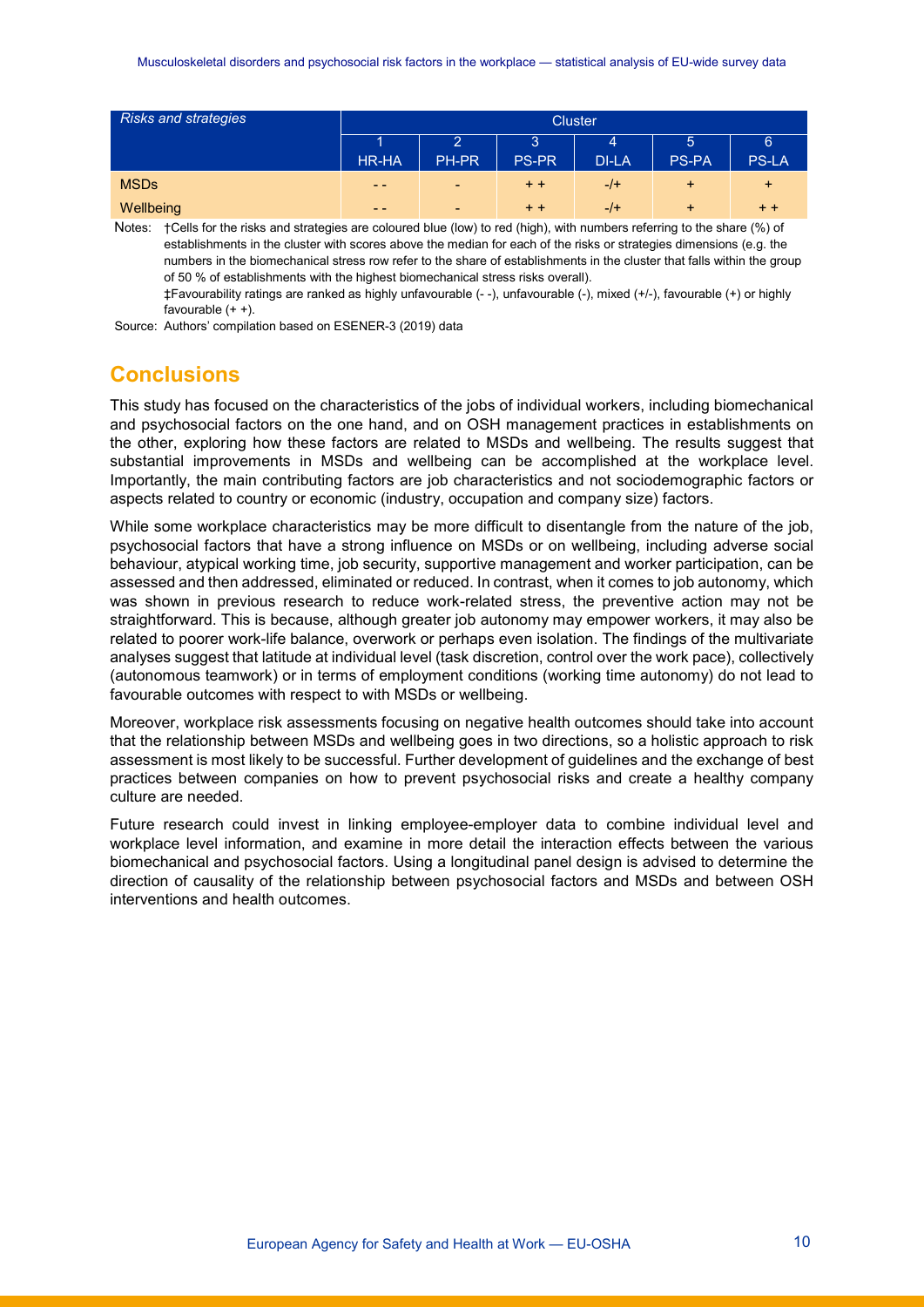| *Risks and strategies* | Cluster | | | | | |
|---|---|---|---|---|---|---|
| | 1<br>HR-HA | 2<br>PH-PR | 3<br>PS-PR | 4<br>DI-LA | 5<br>PS-PA | 6<br>PS-LA |
| MSDs | - - | - | + + | -/+ | + | + |
| Wellbeing | - - | - | + + | -/+ | + | + + |

Notes: †Cells for the risks and strategies are coloured blue (low) to red (high), with numbers referring to the share (%) of establishments in the cluster with scores above the median for each of the risks or strategies dimensions (e.g. the numbers in the biomechanical stress row refer to the share of establishments in the cluster that falls within the group of 50 % of establishments with the highest biomechanical stress risks overall).

‡Favourability ratings are ranked as highly unfavourable (- -), unfavourable (-), mixed (+/-), favourable (+) or highly favourable (+ +).

Source: Authors' compilation based on ESENER-3 (2019) data

## Conclusions

This study has focused on the characteristics of the jobs of individual workers, including biomechanical and psychosocial factors on the one hand, and on OSH management practices in establishments on the other, exploring how these factors are related to MSDs and wellbeing. The results suggest that substantial improvements in MSDs and wellbeing can be accomplished at the workplace level. Importantly, the main contributing factors are job characteristics and not sociodemographic factors or aspects related to country or economic (industry, occupation and company size) factors.

While some workplace characteristics may be more difficult to disentangle from the nature of the job, psychosocial factors that have a strong influence on MSDs or on wellbeing, including adverse social behaviour, atypical working time, job security, supportive management and worker participation, can be assessed and then addressed, eliminated or reduced. In contrast, when it comes to job autonomy, which was shown in previous research to reduce work-related stress, the preventive action may not be straightforward. This is because, although greater job autonomy may empower workers, it may also be related to poorer work-life balance, overwork or perhaps even isolation. The findings of the multivariate analyses suggest that latitude at individual level (task discretion, control over the work pace), collectively (autonomous teamwork) or in terms of employment conditions (working time autonomy) do not lead to favourable outcomes with respect to with MSDs or wellbeing.

Moreover, workplace risk assessments focusing on negative health outcomes should take into account that the relationship between MSDs and wellbeing goes in two directions, so a holistic approach to risk assessment is most likely to be successful. Further development of guidelines and the exchange of best practices between companies on how to prevent psychosocial risks and create a healthy company culture are needed.

Future research could invest in linking employee-employer data to combine individual level and workplace level information, and examine in more detail the interaction effects between the various biomechanical and psychosocial factors. Using a longitudinal panel design is advised to determine the direction of causality of the relationship between psychosocial factors and MSDs and between OSH interventions and health outcomes.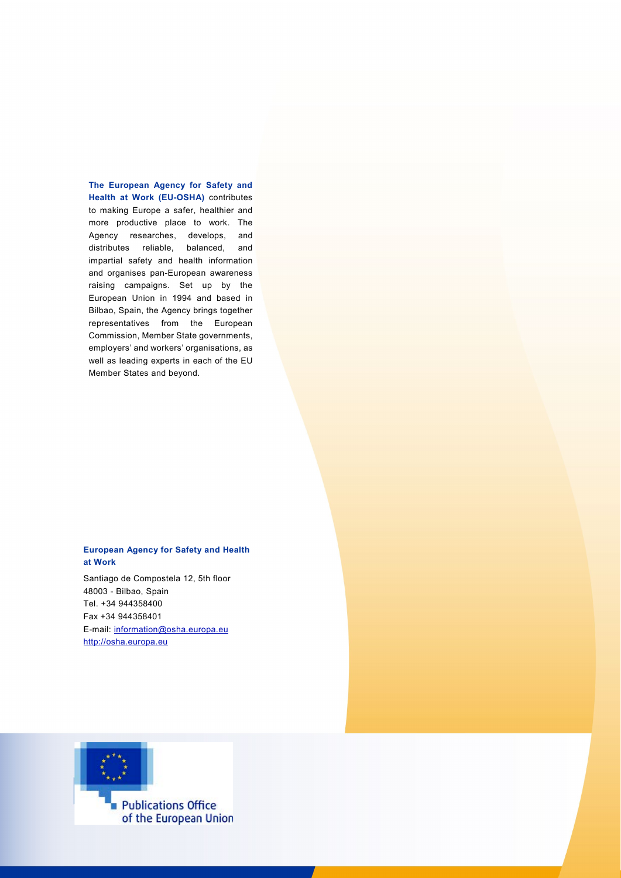**The European Agency for Safety and Health at Work (EU-OSHA)** contributes to making Europe a safer, healthier and more productive place to work. The Agency researches, develops, and distributes reliable, balanced, and impartial safety and health information and organises pan-European awareness raising campaigns. Set up by the European Union in 1994 and based in Bilbao, Spain, the Agency brings together representatives from the European Commission, Member State governments, employers' and workers' organisations, as well as leading experts in each of the EU Member States and beyond.

**European Agency for Safety and Health at Work**

Santiago de Compostela 12, 5th floor
48003 - Bilbao, Spain
Tel. +34 944358400
Fax +34 944358401
E-mail: information@osha.europa.eu
http://osha.europa.eu

Publications Office of the European Union